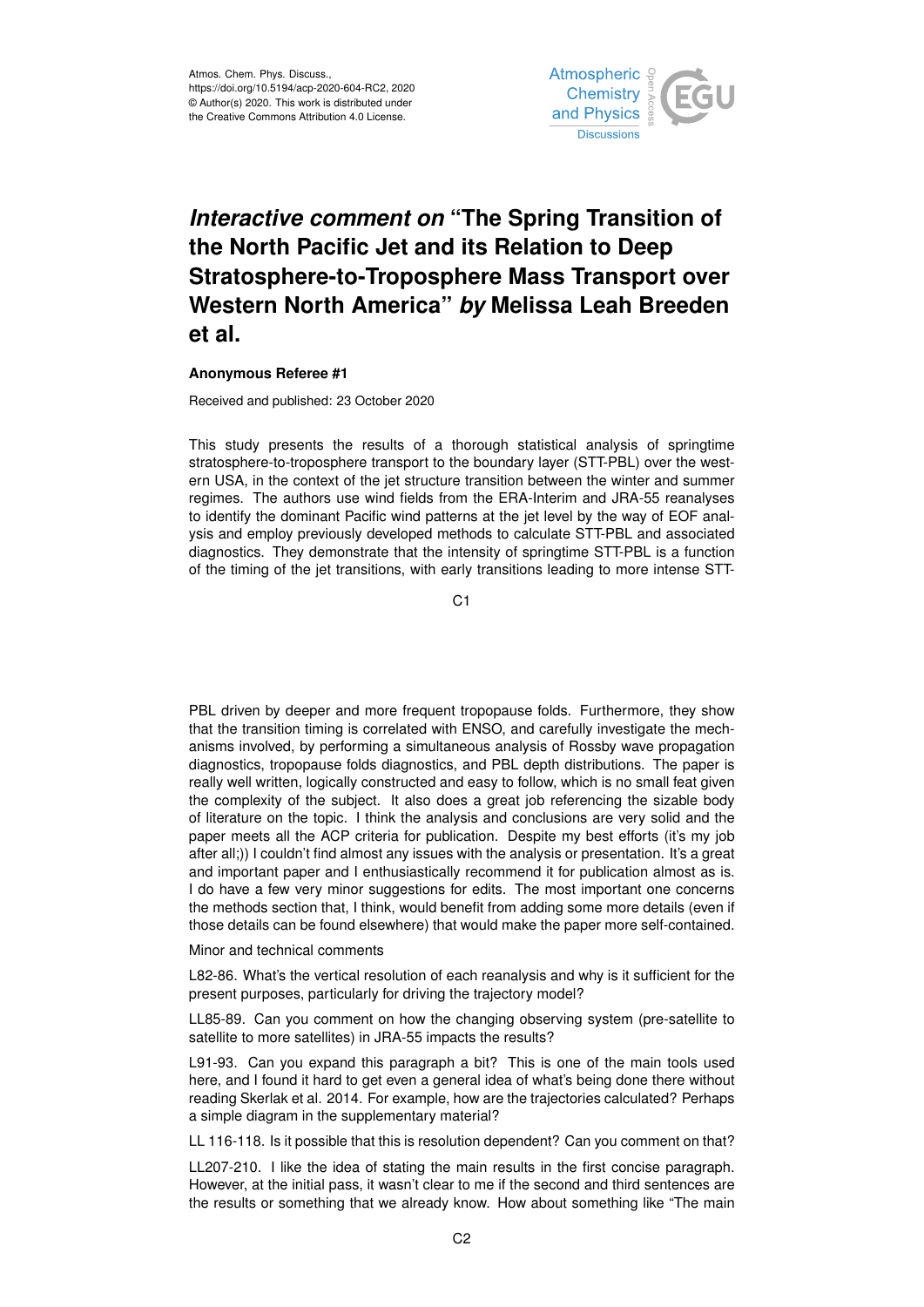Atmos. Chem. Phys. Discuss.,
https://doi.org/10.5194/acp-2020-604-RC2, 2020
© Author(s) 2020. This work is distributed under
the Creative Commons Attribution 4.0 License.

# *Interactive comment on* "The Spring Transition of the North Pacific Jet and its Relation to Deep Stratosphere-to-Troposphere Mass Transport over Western North America" *by* Melissa Leah Breeden et al.

**Anonymous Referee #1**

Received and published: 23 October 2020

This study presents the results of a thorough statistical analysis of springtime stratosphere-to-troposphere transport to the boundary layer (STT-PBL) over the western USA, in the context of the jet structure transition between the winter and summer regimes. The authors use wind fields from the ERA-Interim and JRA-55 reanalyses to identify the dominant Pacific wind patterns at the jet level by the way of EOF analysis and employ previously developed methods to calculate STT-PBL and associated diagnostics. They demonstrate that the intensity of springtime STT-PBL is a function of the timing of the jet transitions, with early transitions leading to more intense STT-PBL driven by deeper and more frequent tropopause folds. Furthermore, they show that the transition timing is correlated with ENSO, and carefully investigate the mechanisms involved, by performing a simultaneous analysis of Rossby wave propagation diagnostics, tropopause folds diagnostics, and PBL depth distributions. The paper is really well written, logically constructed and easy to follow, which is no small feat given the complexity of the subject. It also does a great job referencing the sizable body of literature on the topic. I think the analysis and conclusions are very solid and the paper meets all the ACP criteria for publication. Despite my best efforts (it's my job after all;)) I couldn't find almost any issues with the analysis or presentation. It's a great and important paper and I enthusiastically recommend it for publication almost as is. I do have a few very minor suggestions for edits. The most important one concerns the methods section that, I think, would benefit from adding some more details (even if those details can be found elsewhere) that would make the paper more self-contained.

Minor and technical comments

L82-86. What's the vertical resolution of each reanalysis and why is it sufficient for the present purposes, particularly for driving the trajectory model?

LL85-89. Can you comment on how the changing observing system (pre-satellite to satellite to more satellites) in JRA-55 impacts the results?

L91-93. Can you expand this paragraph a bit? This is one of the main tools used here, and I found it hard to get even a general idea of what's being done there without reading Skerlak et al. 2014. For example, how are the trajectories calculated? Perhaps a simple diagram in the supplementary material?

LL 116-118. Is it possible that this is resolution dependent? Can you comment on that?

LL207-210. I like the idea of stating the main results in the first concise paragraph. However, at the initial pass, it wasn't clear to me if the second and third sentences are the results or something that we already know. How about something like "The main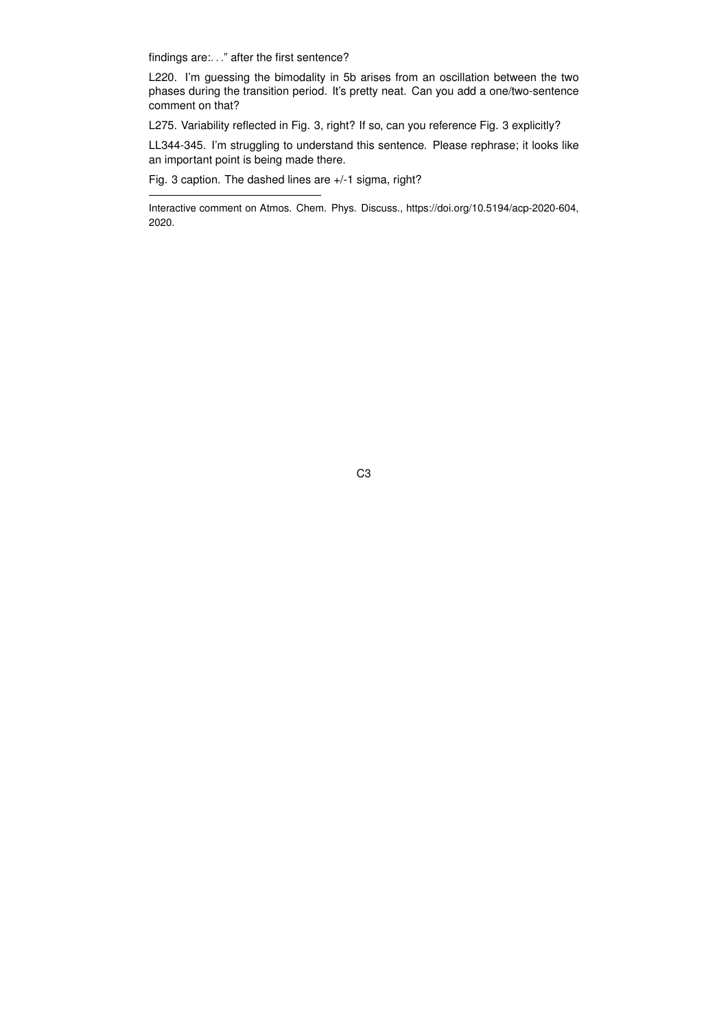findings are:. . ." after the first sentence?

L220. I'm guessing the bimodality in 5b arises from an oscillation between the two phases during the transition period. It's pretty neat. Can you add a one/two-sentence comment on that?

L275. Variability reflected in Fig. 3, right? If so, can you reference Fig. 3 explicitly?

LL344-345. I'm struggling to understand this sentence. Please rephrase; it looks like an important point is being made there.

Fig. 3 caption. The dashed lines are +/-1 sigma, right?

---

Interactive comment on Atmos. Chem. Phys. Discuss., https://doi.org/10.5194/acp-2020-604, 2020.